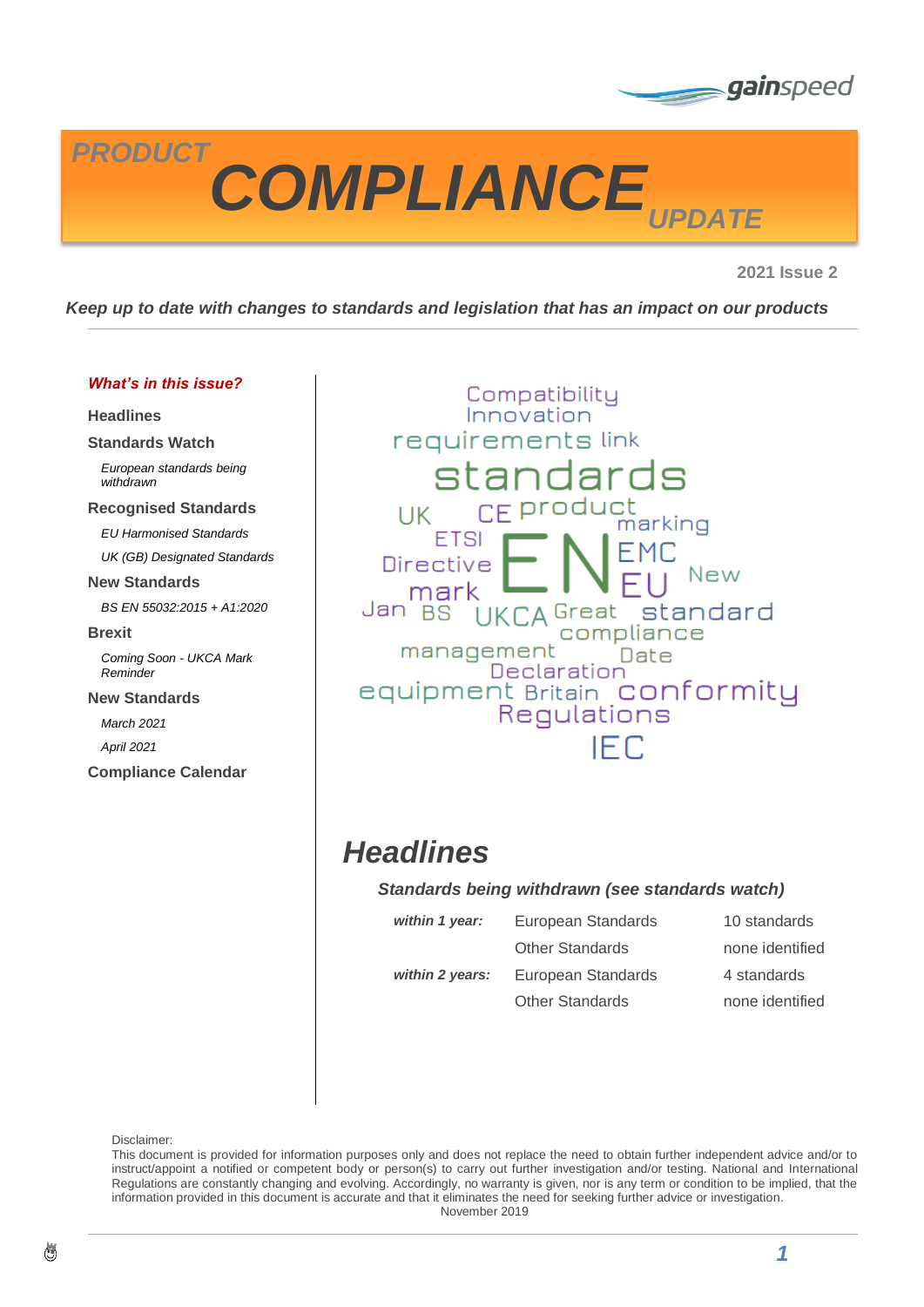gainspeed

# PRODUCT COMPLIANCE UPDATE

**2021 Issue 2**

***Keep up to date with changes to standards and legislation that has an impact on our products***

***What's in this issue?***

**Headlines**

**Standards Watch**

*European standards being withdrawn*

**Recognised Standards**

*EU Harmonised Standards*

*UK (GB) Designated Standards*

**New Standards**

*BS EN 55032:2015 + A1:2020*

**Brexit**

*Coming Soon - UKCA Mark Reminder*

**New Standards**

*March 2021*

*April 2021*

**Compliance Calendar**

## *Headlines*

***Standards being withdrawn (see standards watch)***

| | | |
|---|---|---|
| ***within 1 year:*** | European Standards | 10 standards |
| | Other Standards | none identified |
| ***within 2 years:*** | European Standards | 4 standards |
| | Other Standards | none identified |

Disclaimer:
This document is provided for information purposes only and does not replace the need to obtain further independent advice and/or to instruct/appoint a notified or competent body or person(s) to carry out further investigation and/or testing. National and International Regulations are constantly changing and evolving. Accordingly, no warranty is given, nor is any term or condition to be implied, that the information provided in this document is accurate and that it eliminates the need for seeking further advice or investigation.
November 2019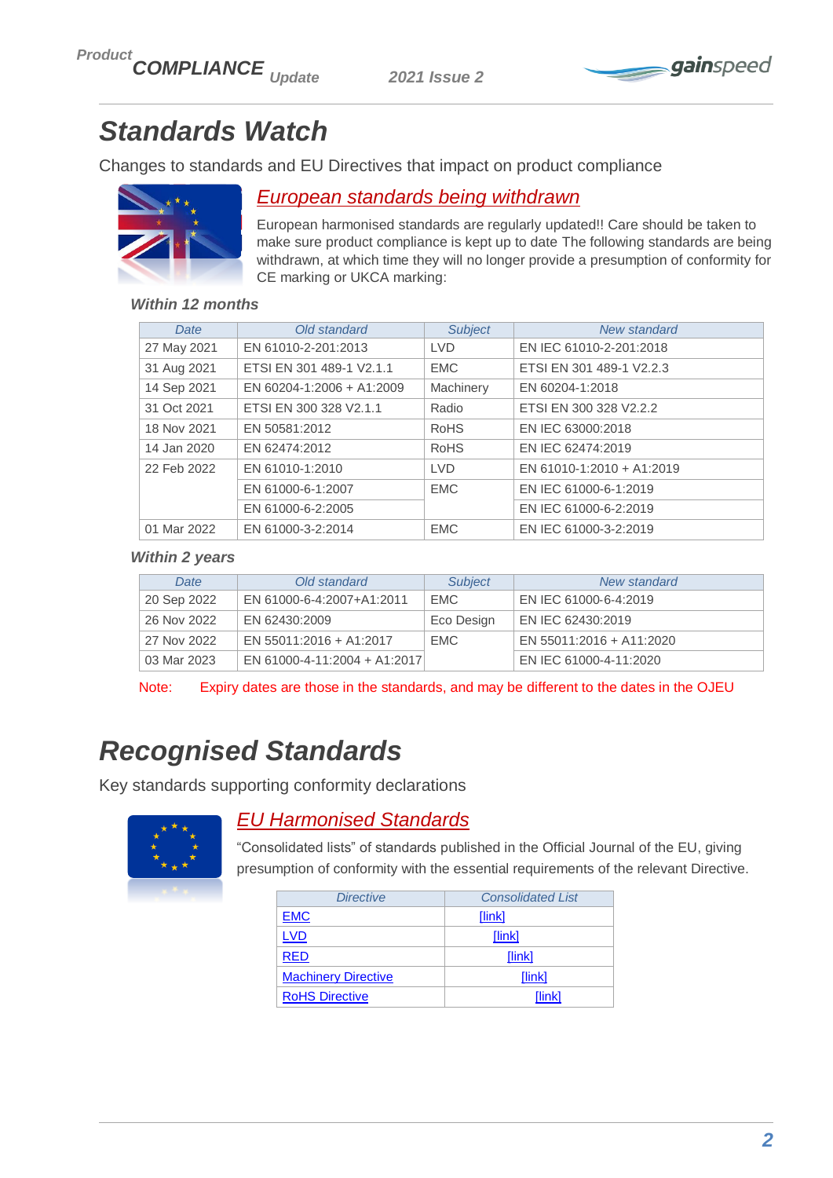# Standards Watch

Changes to standards and EU Directives that impact on product compliance

## European standards being withdrawn

European harmonised standards are regularly updated!! Care should be taken to make sure product compliance is kept up to date The following standards are being withdrawn, at which time they will no longer provide a presumption of conformity for CE marking or UKCA marking:

### *Within 12 months*

| Date | Old standard | Subject | New standard |
|---|---|---|---|
| 27 May 2021 | EN 61010-2-201:2013 | LVD | EN IEC 61010-2-201:2018 |
| 31 Aug 2021 | ETSI EN 301 489-1 V2.1.1 | EMC | ETSI EN 301 489-1 V2.2.3 |
| 14 Sep 2021 | EN 60204-1:2006 + A1:2009 | Machinery | EN 60204-1:2018 |
| 31 Oct 2021 | ETSI EN 300 328 V2.1.1 | Radio | ETSI EN 300 328 V2.2.2 |
| 18 Nov 2021 | EN 50581:2012 | RoHS | EN IEC 63000:2018 |
| 14 Jan 2020 | EN 62474:2012 | RoHS | EN IEC 62474:2019 |
| 22 Feb 2022 | EN 61010-1:2010 | LVD | EN 61010-1:2010 + A1:2019 |
| | EN 61000-6-1:2007 | EMC | EN IEC 61000-6-1:2019 |
| | EN 61000-6-2:2005 | | EN IEC 61000-6-2:2019 |
| 01 Mar 2022 | EN 61000-3-2:2014 | EMC | EN IEC 61000-3-2:2019 |

### *Within 2 years*

| Date | Old standard | Subject | New standard |
|---|---|---|---|
| 20 Sep 2022 | EN 61000-6-4:2007+A1:2011 | EMC | EN IEC 61000-6-4:2019 |
| 26 Nov 2022 | EN 62430:2009 | Eco Design | EN IEC 62430:2019 |
| 27 Nov 2022 | EN 55011:2016 + A1:2017 | EMC | EN 55011:2016 + A11:2020 |
| 03 Mar 2023 | EN 61000-4-11:2004 + A1:2017 | | EN IEC 61000-4-11:2020 |

Note: Expiry dates are those in the standards, and may be different to the dates in the OJEU

# Recognised Standards

Key standards supporting conformity declarations

## EU Harmonised Standards

"Consolidated lists" of standards published in the Official Journal of the EU, giving presumption of conformity with the essential requirements of the relevant Directive.

| Directive | Consolidated List |
|---|---|
| EMC | [link] |
| LVD | [link] |
| RED | [link] |
| Machinery Directive | [link] |
| RoHS Directive | [link] |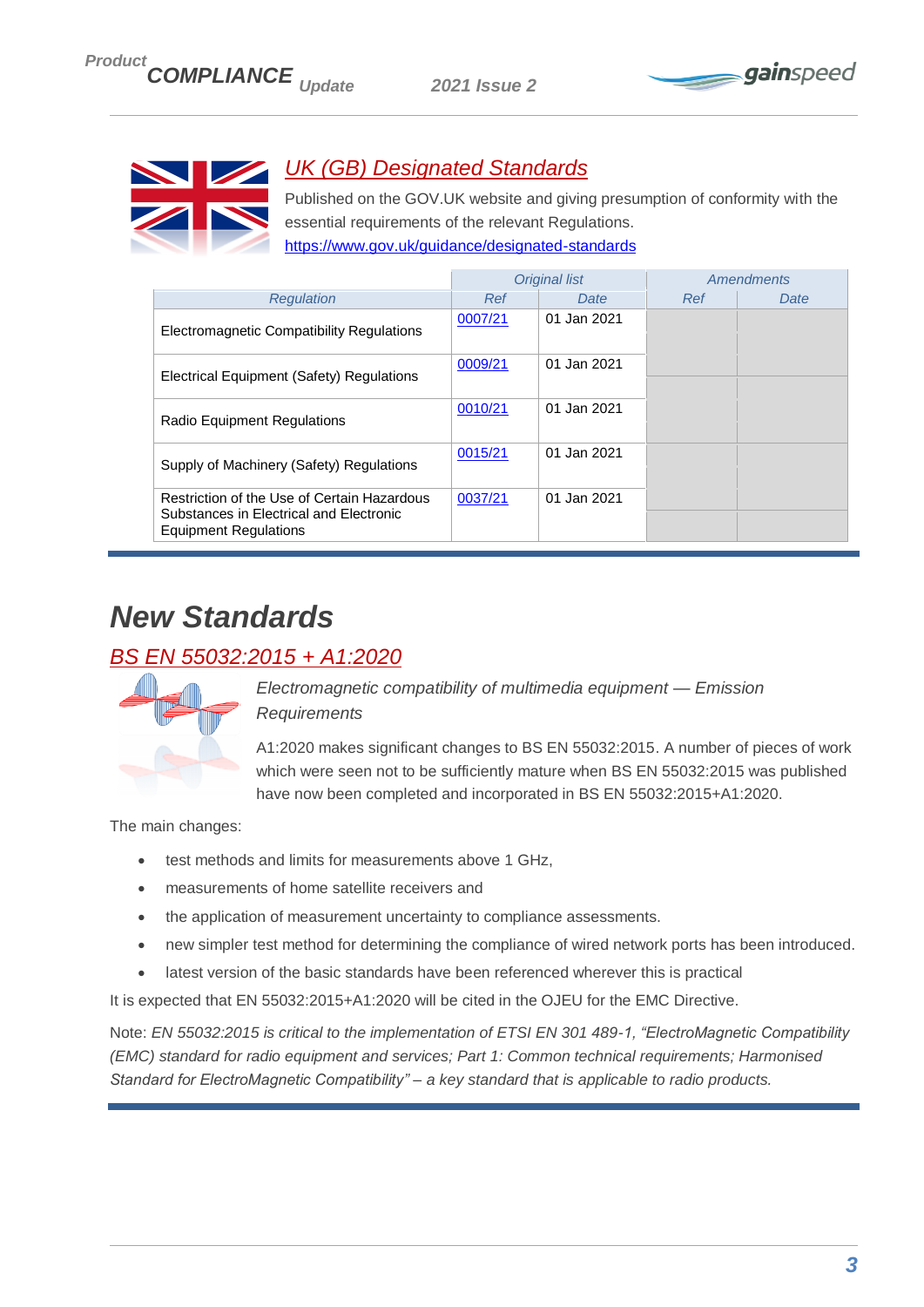## UK (GB) Designated Standards

Published on the GOV.UK website and giving presumption of conformity with the essential requirements of the relevant Regulations.
https://www.gov.uk/guidance/designated-standards

| | Original list | | Amendments | |
|---|---|---|---|---|
| Regulation | Ref | Date | Ref | Date |
| Electromagnetic Compatibility Regulations | 0007/21 | 01 Jan 2021 | | |
| Electrical Equipment (Safety) Regulations | 0009/21 | 01 Jan 2021 | | |
| Radio Equipment Regulations | 0010/21 | 01 Jan 2021 | | |
| Supply of Machinery (Safety) Regulations | 0015/21 | 01 Jan 2021 | | |
| Restriction of the Use of Certain Hazardous Substances in Electrical and Electronic Equipment Regulations | 0037/21 | 01 Jan 2021 | | |

# New Standards

## BS EN 55032:2015 + A1:2020

*Electromagnetic compatibility of multimedia equipment — Emission Requirements*

A1:2020 makes significant changes to BS EN 55032:2015. A number of pieces of work which were seen not to be sufficiently mature when BS EN 55032:2015 was published have now been completed and incorporated in BS EN 55032:2015+A1:2020.

The main changes:

- test methods and limits for measurements above 1 GHz,
- measurements of home satellite receivers and
- the application of measurement uncertainty to compliance assessments.
- new simpler test method for determining the compliance of wired network ports has been introduced.
- latest version of the basic standards have been referenced wherever this is practical

It is expected that EN 55032:2015+A1:2020 will be cited in the OJEU for the EMC Directive.

Note: *EN 55032:2015 is critical to the implementation of ETSI EN 301 489-1, "ElectroMagnetic Compatibility (EMC) standard for radio equipment and services; Part 1: Common technical requirements; Harmonised Standard for ElectroMagnetic Compatibility" – a key standard that is applicable to radio products.*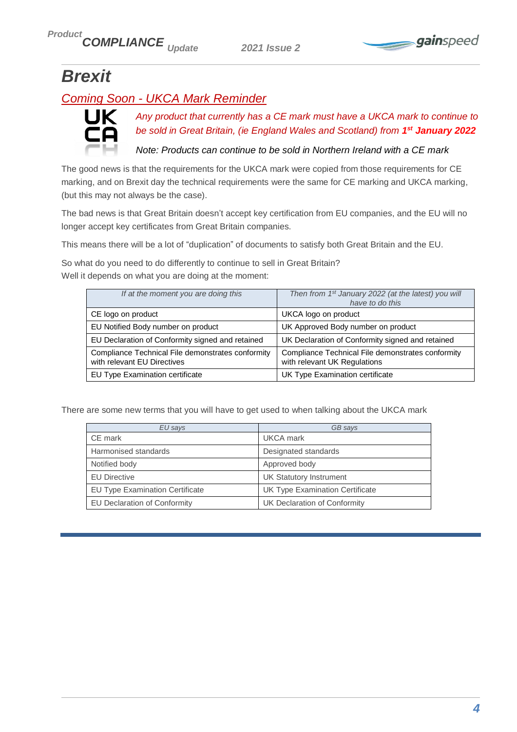# Brexit

## Coming Soon - UKCA Mark Reminder

*Any product that currently has a CE mark must have a UKCA mark to continue to be sold in Great Britain, (ie England Wales and Scotland) from **1st January 2022***

*Note: Products can continue to be sold in Northern Ireland with a CE mark*

The good news is that the requirements for the UKCA mark were copied from those requirements for CE marking, and on Brexit day the technical requirements were the same for CE marking and UKCA marking, (but this may not always be the case).

The bad news is that Great Britain doesn't accept key certification from EU companies, and the EU will no longer accept key certificates from Great Britain companies.

This means there will be a lot of "duplication" of documents to satisfy both Great Britain and the EU.

So what do you need to do differently to continue to sell in Great Britain?
Well it depends on what you are doing at the moment:

| *If at the moment you are doing this* | *Then from 1st January 2022 (at the latest) you will have to do this* |
|---|---|
| CE logo on product | UKCA logo on product |
| EU Notified Body number on product | UK Approved Body number on product |
| EU Declaration of Conformity signed and retained | UK Declaration of Conformity signed and retained |
| Compliance Technical File demonstrates conformity with relevant EU Directives | Compliance Technical File demonstrates conformity with relevant UK Regulations |
| EU Type Examination certificate | UK Type Examination certificate |

There are some new terms that you will have to get used to when talking about the UKCA mark

| *EU says* | *GB says* |
|---|---|
| CE mark | UKCA mark |
| Harmonised standards | Designated standards |
| Notified body | Approved body |
| EU Directive | UK Statutory Instrument |
| EU Type Examination Certificate | UK Type Examination Certificate |
| EU Declaration of Conformity | UK Declaration of Conformity |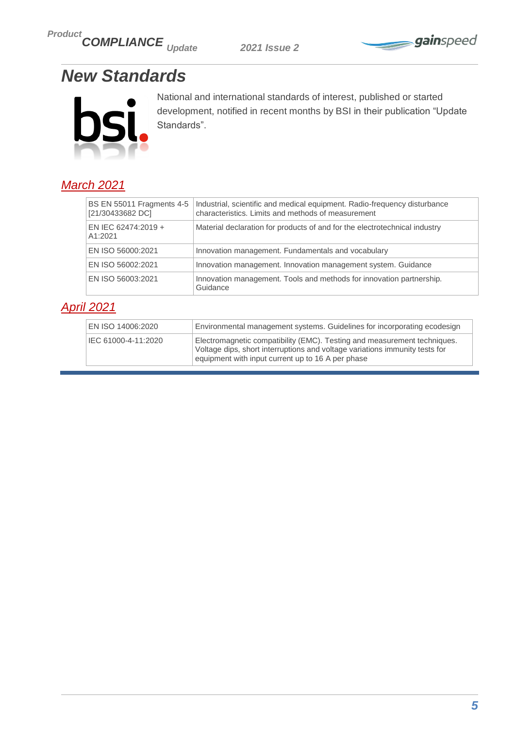# New Standards

National and international standards of interest, published or started development, notified in recent months by BSI in their publication “Update Standards”.

## March 2021

| | |
|---|---|
| BS EN 55011 Fragments 4-5 [21/30433682 DC] | Industrial, scientific and medical equipment. Radio-frequency disturbance characteristics. Limits and methods of measurement |
| EN IEC 62474:2019 + A1:2021 | Material declaration for products of and for the electrotechnical industry |
| EN ISO 56000:2021 | Innovation management. Fundamentals and vocabulary |
| EN ISO 56002:2021 | Innovation management. Innovation management system. Guidance |
| EN ISO 56003:2021 | Innovation management. Tools and methods for innovation partnership. Guidance |

## April 2021

| | |
|---|---|
| EN ISO 14006:2020 | Environmental management systems. Guidelines for incorporating ecodesign |
| IEC 61000-4-11:2020 | Electromagnetic compatibility (EMC). Testing and measurement techniques. Voltage dips, short interruptions and voltage variations immunity tests for equipment with input current up to 16 A per phase |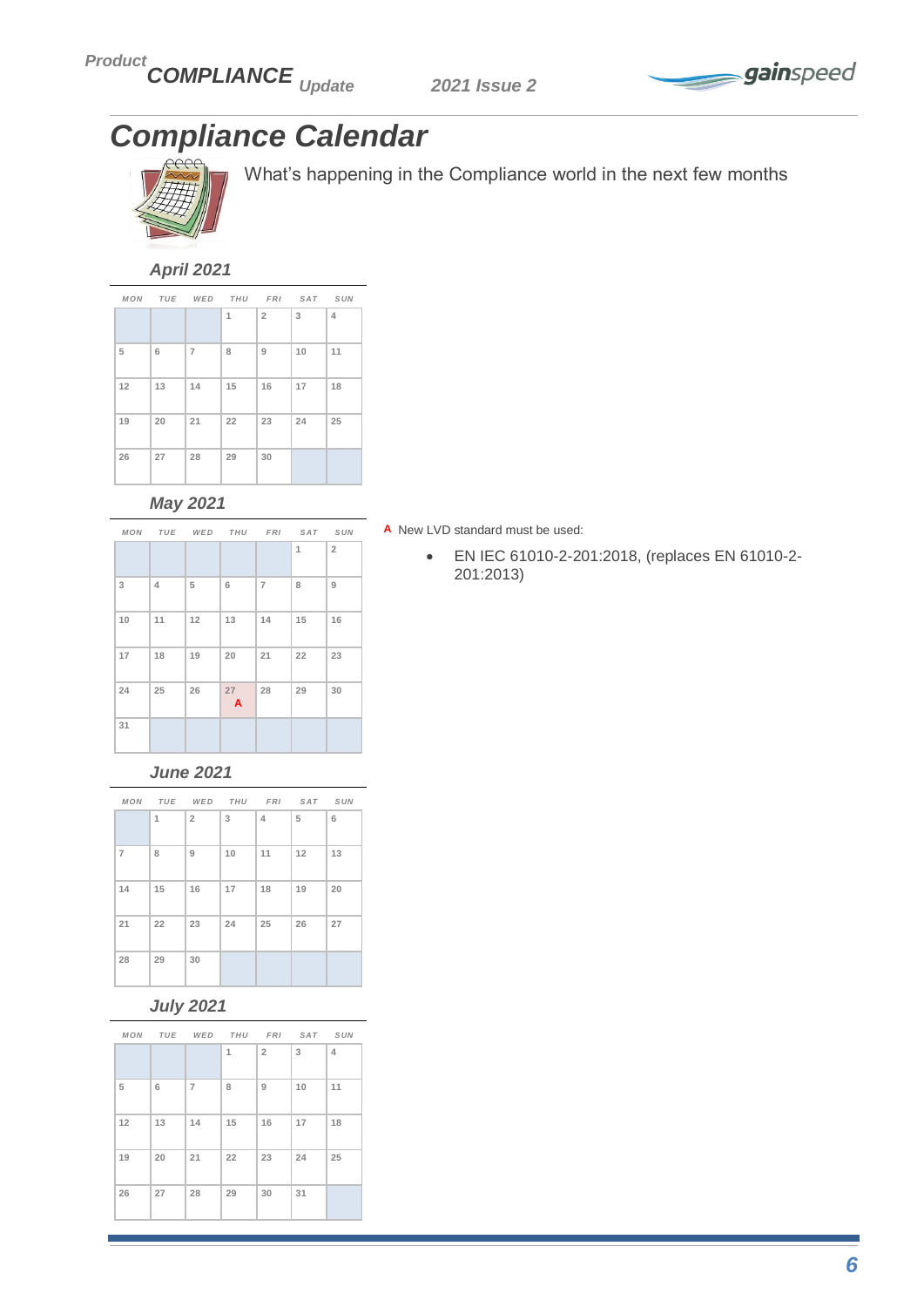# Compliance Calendar

What's happening in the Compliance world in the next few months

### April 2021

| MON | TUE | WED | THU | FRI | SAT | SUN |
|---|---|---|---|---|---|---|
| | | | 1 | 2 | 3 | 4 |
| 5 | 6 | 7 | 8 | 9 | 10 | 11 |
| 12 | 13 | 14 | 15 | 16 | 17 | 18 |
| 19 | 20 | 21 | 22 | 23 | 24 | 25 |
| 26 | 27 | 28 | 29 | 30 | | |

### May 2021

| MON | TUE | WED | THU | FRI | SAT | SUN |
|---|---|---|---|---|---|---|
| | | | | | 1 | 2 |
| 3 | 4 | 5 | 6 | 7 | 8 | 9 |
| 10 | 11 | 12 | 13 | 14 | 15 | 16 |
| 17 | 18 | 19 | 20 | 21 | 22 | 23 |
| 24 | 25 | 26 | 27 A | 28 | 29 | 30 |
| 31 | | | | | | |

**A** New LVD standard must be used:

- EN IEC 61010-2-201:2018, (replaces EN 61010-2-201:2013)

### June 2021

| MON | TUE | WED | THU | FRI | SAT | SUN |
|---|---|---|---|---|---|---|
| | 1 | 2 | 3 | 4 | 5 | 6 |
| 7 | 8 | 9 | 10 | 11 | 12 | 13 |
| 14 | 15 | 16 | 17 | 18 | 19 | 20 |
| 21 | 22 | 23 | 24 | 25 | 26 | 27 |
| 28 | 29 | 30 | | | | |

### July 2021

| MON | TUE | WED | THU | FRI | SAT | SUN |
|---|---|---|---|---|---|---|
| | | | 1 | 2 | 3 | 4 |
| 5 | 6 | 7 | 8 | 9 | 10 | 11 |
| 12 | 13 | 14 | 15 | 16 | 17 | 18 |
| 19 | 20 | 21 | 22 | 23 | 24 | 25 |
| 26 | 27 | 28 | 29 | 30 | 31 | |